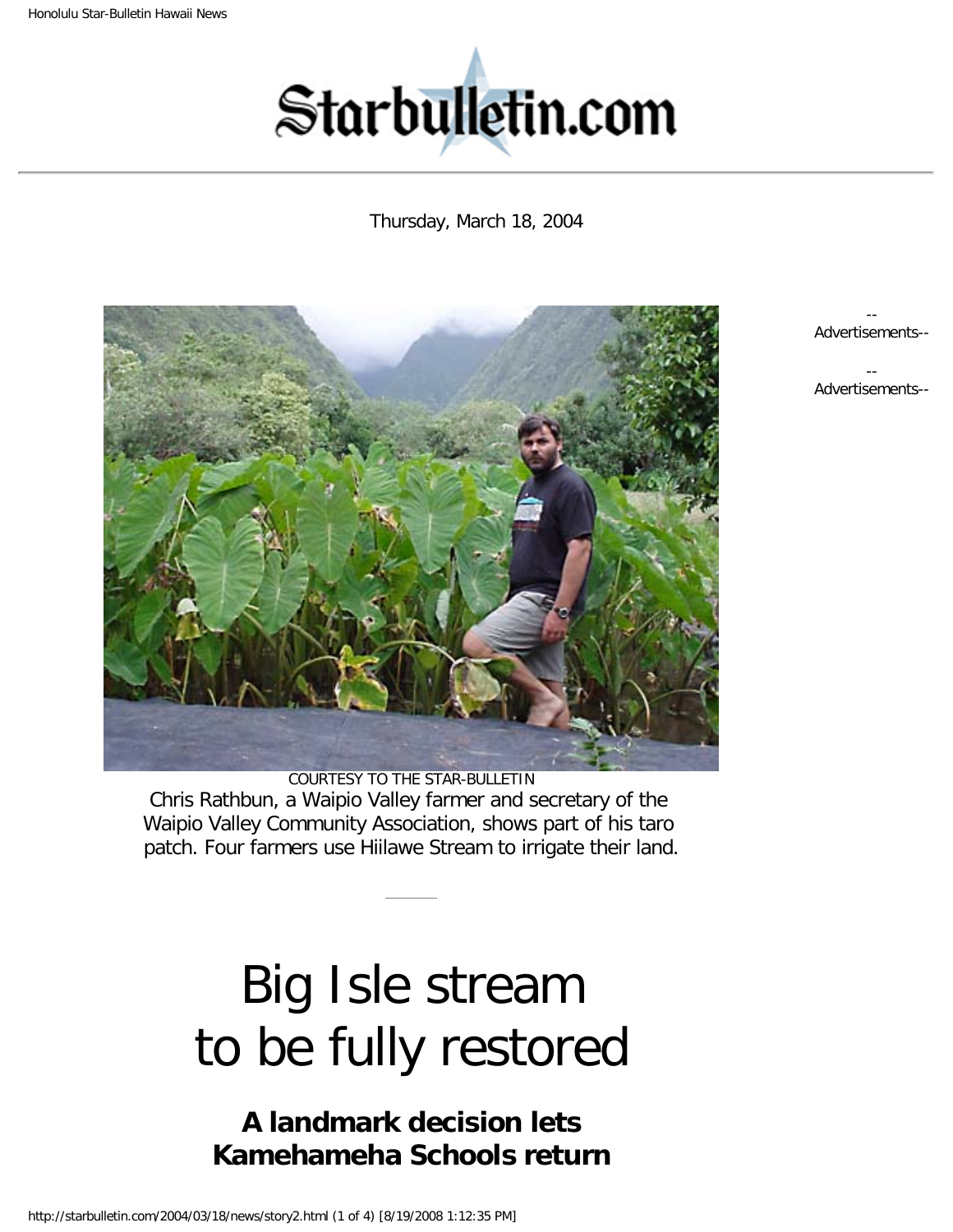Thursday, March 18, 2004

COURTESY TO THE STAR-BULLETIN
Chris Rathbun, a Waipio Valley farmer and secretary of the Waipio Valley Community Association, shows part of his taro patch. Four farmers use Hiilawe Stream to irrigate their land.

# Big Isle stream to be fully restored

## A landmark decision lets Kamehameha Schools return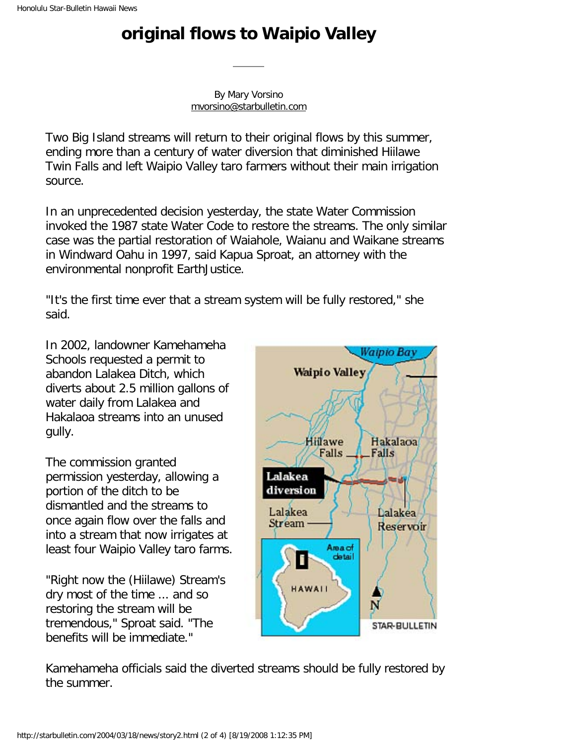# original flows to Waipio Valley

By Mary Vorsino
mvorsino@starbulletin.com

Two Big Island streams will return to their original flows by this summer, ending more than a century of water diversion that diminished Hiilawe Twin Falls and left Waipio Valley taro farmers without their main irrigation source.

In an unprecedented decision yesterday, the state Water Commission invoked the 1987 state Water Code to restore the streams. The only similar case was the partial restoration of Waiahole, Waianu and Waikane streams in Windward Oahu in 1997, said Kapua Sproat, an attorney with the environmental nonprofit EarthJustice.

"It's the first time ever that a stream system will be fully restored," she said.

In 2002, landowner Kamehameha Schools requested a permit to abandon Lalakea Ditch, which diverts about 2.5 million gallons of water daily from Lalakea and Hakalaoa streams into an unused gully.

The commission granted permission yesterday, allowing a portion of the ditch to be dismantled and the streams to once again flow over the falls and into a stream that now irrigates at least four Waipio Valley taro farms.

"Right now the (Hiilawe) Stream's dry most of the time ... and so restoring the stream will be tremendous," Sproat said. "The benefits will be immediate."

Kamehameha officials said the diverted streams should be fully restored by the summer.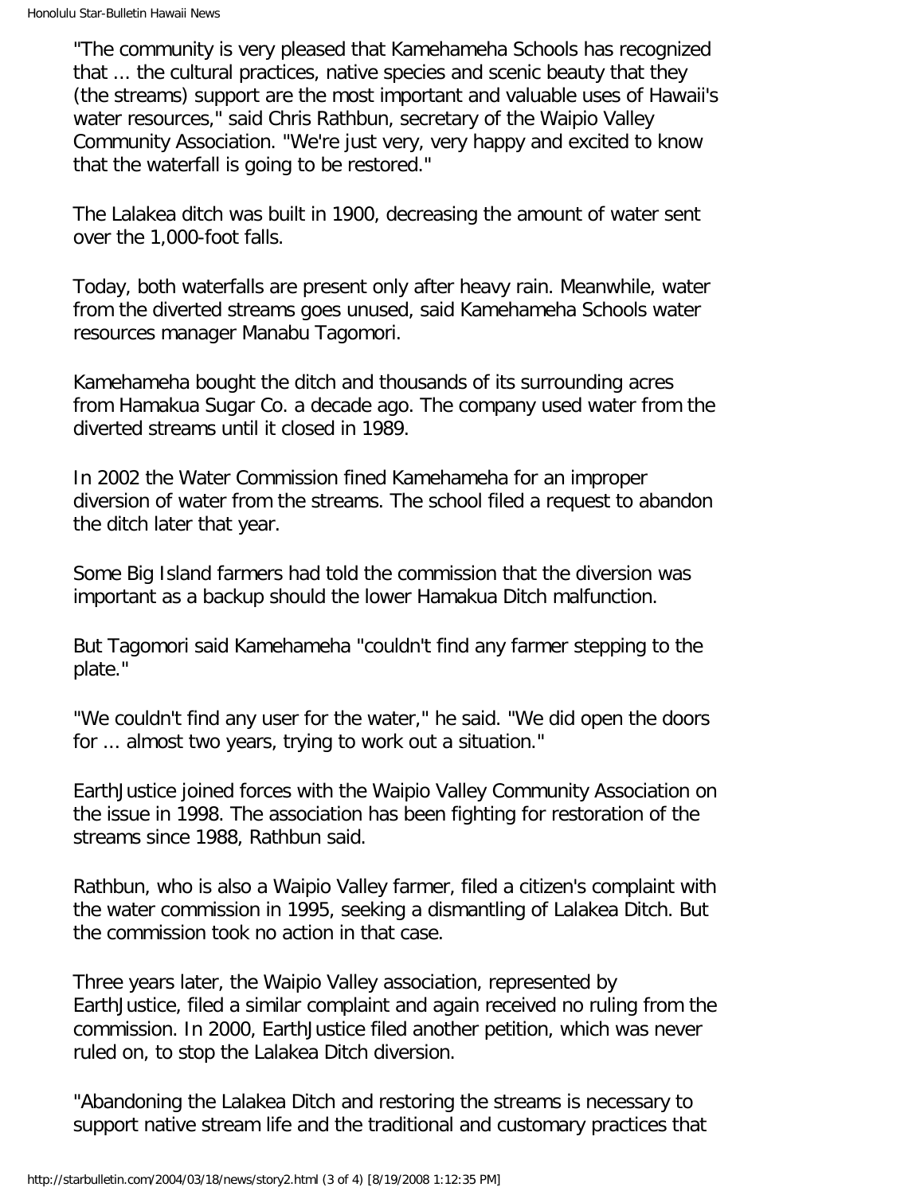"The community is very pleased that Kamehameha Schools has recognized that ... the cultural practices, native species and scenic beauty that they (the streams) support are the most important and valuable uses of Hawaii's water resources," said Chris Rathbun, secretary of the Waipio Valley Community Association. "We're just very, very happy and excited to know that the waterfall is going to be restored."

The Lalakea ditch was built in 1900, decreasing the amount of water sent over the 1,000-foot falls.

Today, both waterfalls are present only after heavy rain. Meanwhile, water from the diverted streams goes unused, said Kamehameha Schools water resources manager Manabu Tagomori.

Kamehameha bought the ditch and thousands of its surrounding acres from Hamakua Sugar Co. a decade ago. The company used water from the diverted streams until it closed in 1989.

In 2002 the Water Commission fined Kamehameha for an improper diversion of water from the streams. The school filed a request to abandon the ditch later that year.

Some Big Island farmers had told the commission that the diversion was important as a backup should the lower Hamakua Ditch malfunction.

But Tagomori said Kamehameha "couldn't find any farmer stepping to the plate."

"We couldn't find any user for the water," he said. "We did open the doors for ... almost two years, trying to work out a situation."

EarthJustice joined forces with the Waipio Valley Community Association on the issue in 1998. The association has been fighting for restoration of the streams since 1988, Rathbun said.

Rathbun, who is also a Waipio Valley farmer, filed a citizen's complaint with the water commission in 1995, seeking a dismantling of Lalakea Ditch. But the commission took no action in that case.

Three years later, the Waipio Valley association, represented by EarthJustice, filed a similar complaint and again received no ruling from the commission. In 2000, EarthJustice filed another petition, which was never ruled on, to stop the Lalakea Ditch diversion.

"Abandoning the Lalakea Ditch and restoring the streams is necessary to support native stream life and the traditional and customary practices that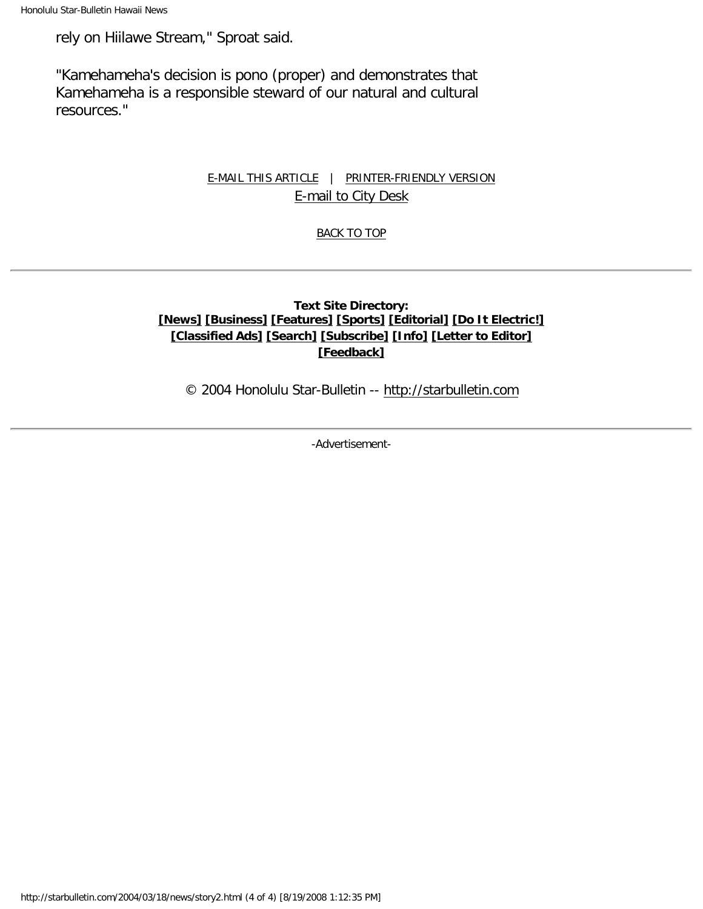rely on Hiilawe Stream," Sproat said.

"Kamehameha's decision is pono (proper) and demonstrates that Kamehameha is a responsible steward of our natural and cultural resources."

E-MAIL THIS ARTICLE | PRINTER-FRIENDLY VERSION
E-mail to City Desk

BACK TO TOP

---

**Text Site Directory:**
**[News] [Business] [Features] [Sports] [Editorial] [Do It Electric!] [Classified Ads] [Search] [Subscribe] [Info] [Letter to Editor] [Feedback]**

© 2004 Honolulu Star-Bulletin -- http://starbulletin.com

---

-Advertisement-